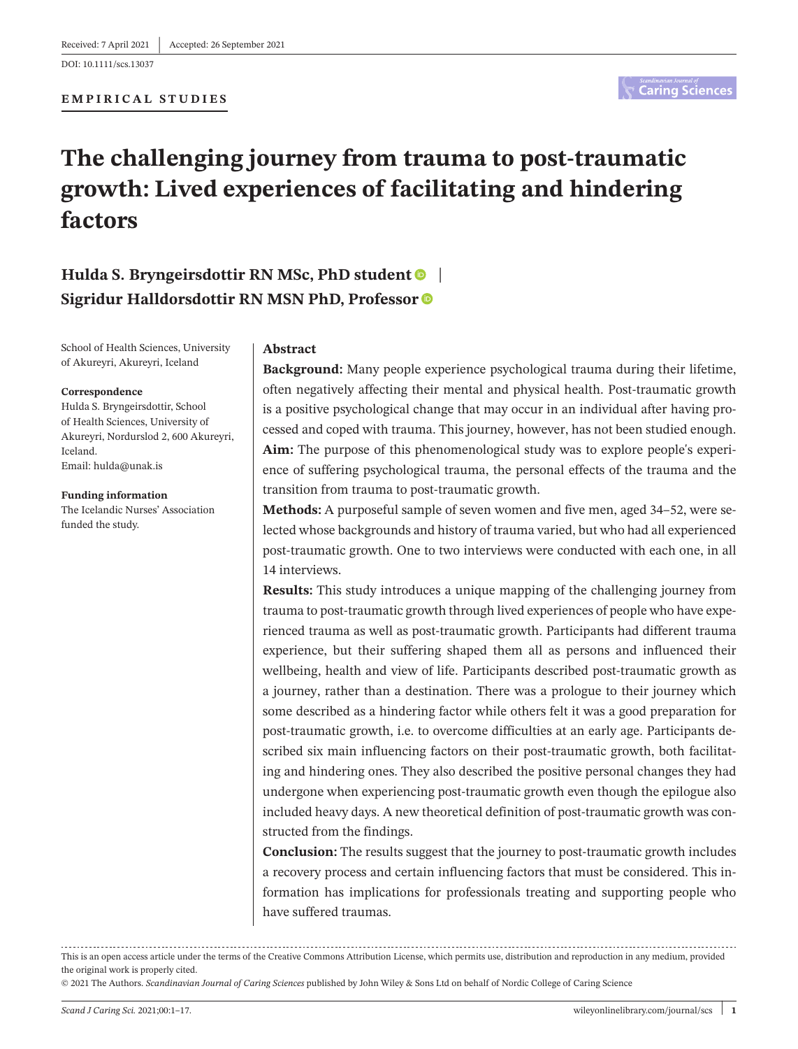Received: 7 April 2021 | Accepted: 26 September 2021

DOI: 10.1111/scs.13037

**EMPIRICAL STUDIES**

# The challenging journey from trauma to post-traumatic growth: Lived experiences of facilitating and hindering factors

**Hulda S. Bryngeirsdottir RN MSc, PhD student** | **Sigridur Halldorsdottir RN MSN PhD, Professor**

School of Health Sciences, University of Akureyri, Akureyri, Iceland

**Correspondence**
Hulda S. Bryngeirsdottir, School of Health Sciences, University of Akureyri, Nordurslod 2, 600 Akureyri, Iceland.
Email: hulda@unak.is

**Funding information**
The Icelandic Nurses' Association funded the study.

## Abstract

**Background:** Many people experience psychological trauma during their lifetime, often negatively affecting their mental and physical health. Post-traumatic growth is a positive psychological change that may occur in an individual after having processed and coped with trauma. This journey, however, has not been studied enough.

**Aim:** The purpose of this phenomenological study was to explore people's experience of suffering psychological trauma, the personal effects of the trauma and the transition from trauma to post-traumatic growth.

**Methods:** A purposeful sample of seven women and five men, aged 34–52, were selected whose backgrounds and history of trauma varied, but who had all experienced post-traumatic growth. One to two interviews were conducted with each one, in all 14 interviews.

**Results:** This study introduces a unique mapping of the challenging journey from trauma to post-traumatic growth through lived experiences of people who have experienced trauma as well as post-traumatic growth. Participants had different trauma experience, but their suffering shaped them all as persons and influenced their wellbeing, health and view of life. Participants described post-traumatic growth as a journey, rather than a destination. There was a prologue to their journey which some described as a hindering factor while others felt it was a good preparation for post-traumatic growth, i.e. to overcome difficulties at an early age. Participants described six main influencing factors on their post-traumatic growth, both facilitating and hindering ones. They also described the positive personal changes they had undergone when experiencing post-traumatic growth even though the epilogue also included heavy days. A new theoretical definition of post-traumatic growth was constructed from the findings.

**Conclusion:** The results suggest that the journey to post-traumatic growth includes a recovery process and certain influencing factors that must be considered. This information has implications for professionals treating and supporting people who have suffered traumas.

This is an open access article under the terms of the Creative Commons Attribution License, which permits use, distribution and reproduction in any medium, provided the original work is properly cited.

© 2021 The Authors. *Scandinavian Journal of Caring Sciences* published by John Wiley & Sons Ltd on behalf of Nordic College of Caring Science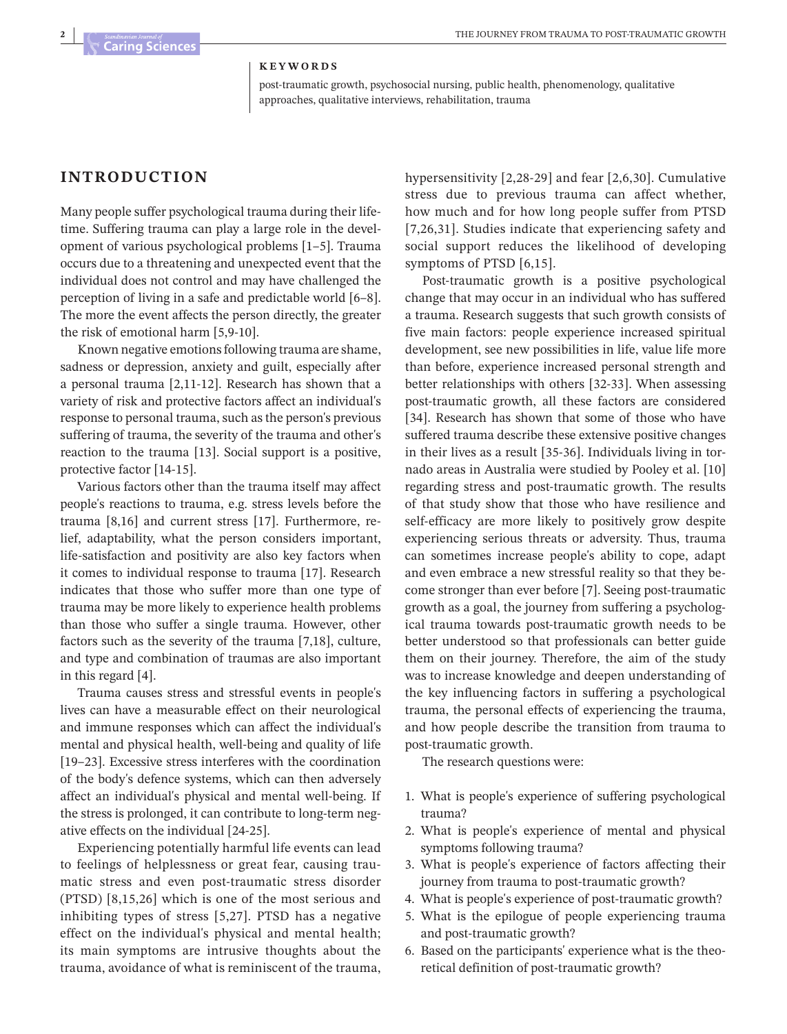**KEYWORDS**

post-traumatic growth, psychosocial nursing, public health, phenomenology, qualitative approaches, qualitative interviews, rehabilitation, trauma

## INTRODUCTION

Many people suffer psychological trauma during their lifetime. Suffering trauma can play a large role in the development of various psychological problems [1–5]. Trauma occurs due to a threatening and unexpected event that the individual does not control and may have challenged the perception of living in a safe and predictable world [6–8]. The more the event affects the person directly, the greater the risk of emotional harm [5,9-10].

Known negative emotions following trauma are shame, sadness or depression, anxiety and guilt, especially after a personal trauma [2,11-12]. Research has shown that a variety of risk and protective factors affect an individual's response to personal trauma, such as the person's previous suffering of trauma, the severity of the trauma and other's reaction to the trauma [13]. Social support is a positive, protective factor [14-15].

Various factors other than the trauma itself may affect people's reactions to trauma, e.g. stress levels before the trauma [8,16] and current stress [17]. Furthermore, relief, adaptability, what the person considers important, life-satisfaction and positivity are also key factors when it comes to individual response to trauma [17]. Research indicates that those who suffer more than one type of trauma may be more likely to experience health problems than those who suffer a single trauma. However, other factors such as the severity of the trauma [7,18], culture, and type and combination of traumas are also important in this regard [4].

Trauma causes stress and stressful events in people's lives can have a measurable effect on their neurological and immune responses which can affect the individual's mental and physical health, well-being and quality of life [19–23]. Excessive stress interferes with the coordination of the body's defence systems, which can then adversely affect an individual's physical and mental well-being. If the stress is prolonged, it can contribute to long-term negative effects on the individual [24-25].

Experiencing potentially harmful life events can lead to feelings of helplessness or great fear, causing traumatic stress and even post-traumatic stress disorder (PTSD) [8,15,26] which is one of the most serious and inhibiting types of stress [5,27]. PTSD has a negative effect on the individual's physical and mental health; its main symptoms are intrusive thoughts about the trauma, avoidance of what is reminiscent of the trauma, hypersensitivity [2,28-29] and fear [2,6,30]. Cumulative stress due to previous trauma can affect whether, how much and for how long people suffer from PTSD [7,26,31]. Studies indicate that experiencing safety and social support reduces the likelihood of developing symptoms of PTSD [6,15].

Post-traumatic growth is a positive psychological change that may occur in an individual who has suffered a trauma. Research suggests that such growth consists of five main factors: people experience increased spiritual development, see new possibilities in life, value life more than before, experience increased personal strength and better relationships with others [32-33]. When assessing post-traumatic growth, all these factors are considered [34]. Research has shown that some of those who have suffered trauma describe these extensive positive changes in their lives as a result [35-36]. Individuals living in tornado areas in Australia were studied by Pooley et al. [10] regarding stress and post-traumatic growth. The results of that study show that those who have resilience and self-efficacy are more likely to positively grow despite experiencing serious threats or adversity. Thus, trauma can sometimes increase people's ability to cope, adapt and even embrace a new stressful reality so that they become stronger than ever before [7]. Seeing post-traumatic growth as a goal, the journey from suffering a psychological trauma towards post-traumatic growth needs to be better understood so that professionals can better guide them on their journey. Therefore, the aim of the study was to increase knowledge and deepen understanding of the key influencing factors in suffering a psychological trauma, the personal effects of experiencing the trauma, and how people describe the transition from trauma to post-traumatic growth.

The research questions were:

1. What is people's experience of suffering psychological trauma?
2. What is people's experience of mental and physical symptoms following trauma?
3. What is people's experience of factors affecting their journey from trauma to post-traumatic growth?
4. What is people's experience of post-traumatic growth?
5. What is the epilogue of people experiencing trauma and post-traumatic growth?
6. Based on the participants' experience what is the theoretical definition of post-traumatic growth?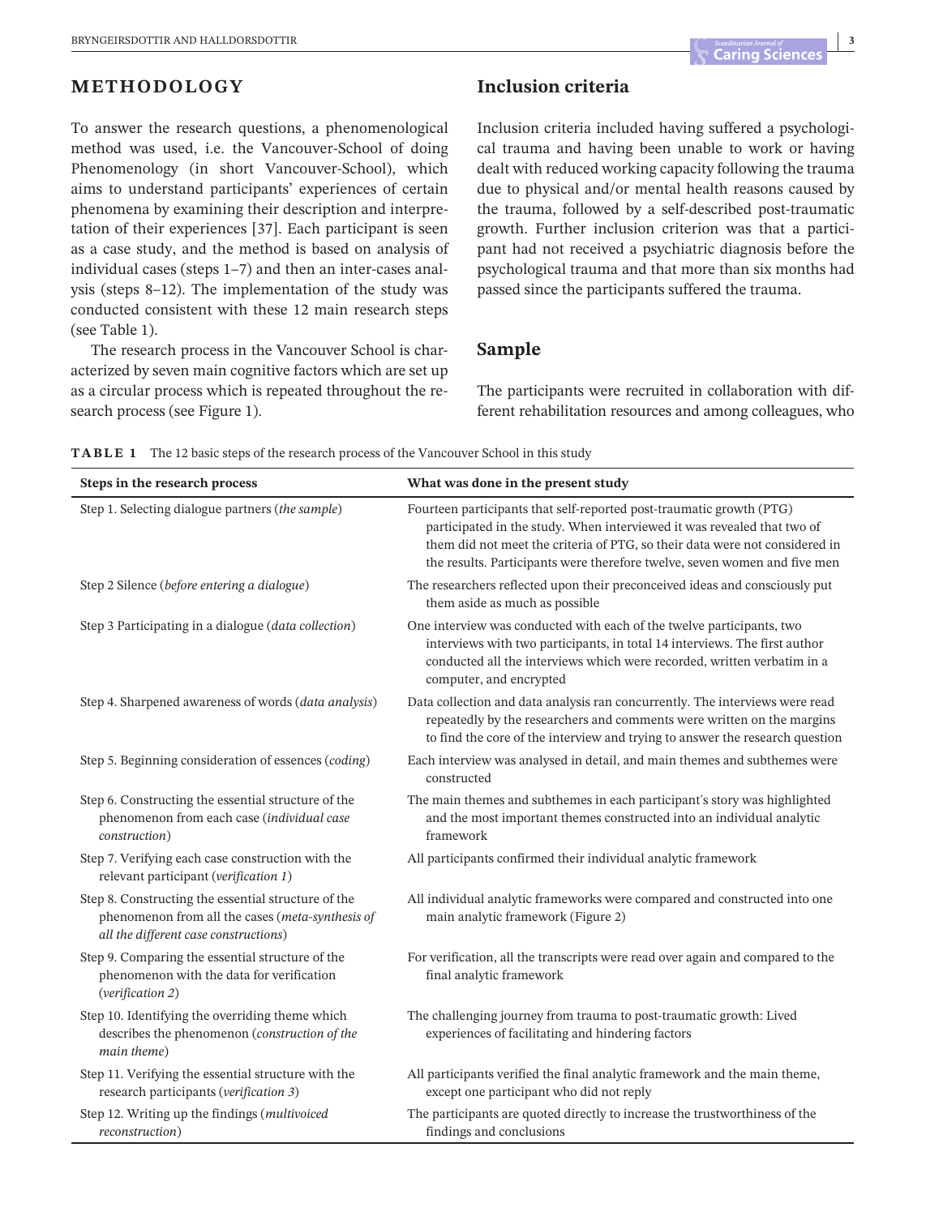## METHODOLOGY

To answer the research questions, a phenomenological method was used, i.e. the Vancouver-School of doing Phenomenology (in short Vancouver-School), which aims to understand participants' experiences of certain phenomena by examining their description and interpretation of their experiences [37]. Each participant is seen as a case study, and the method is based on analysis of individual cases (steps 1–7) and then an inter-cases analysis (steps 8–12). The implementation of the study was conducted consistent with these 12 main research steps (see Table 1).

The research process in the Vancouver School is characterized by seven main cognitive factors which are set up as a circular process which is repeated throughout the research process (see Figure 1).

## Inclusion criteria

Inclusion criteria included having suffered a psychological trauma and having been unable to work or having dealt with reduced working capacity following the trauma due to physical and/or mental health reasons caused by the trauma, followed by a self-described post-traumatic growth. Further inclusion criterion was that a participant had not received a psychiatric diagnosis before the psychological trauma and that more than six months had passed since the participants suffered the trauma.

## Sample

The participants were recruited in collaboration with different rehabilitation resources and among colleagues, who

**TABLE 1** The 12 basic steps of the research process of the Vancouver School in this study

| Steps in the research process | What was done in the present study |
|---|---|
| Step 1. Selecting dialogue partners (*the sample*) | Fourteen participants that self-reported post-traumatic growth (PTG) participated in the study. When interviewed it was revealed that two of them did not meet the criteria of PTG, so their data were not considered in the results. Participants were therefore twelve, seven women and five men |
| Step 2 Silence (*before entering a dialogue*) | The researchers reflected upon their preconceived ideas and consciously put them aside as much as possible |
| Step 3 Participating in a dialogue (*data collection*) | One interview was conducted with each of the twelve participants, two interviews with two participants, in total 14 interviews. The first author conducted all the interviews which were recorded, written verbatim in a computer, and encrypted |
| Step 4. Sharpened awareness of words (*data analysis*) | Data collection and data analysis ran concurrently. The interviews were read repeatedly by the researchers and comments were written on the margins to find the core of the interview and trying to answer the research question |
| Step 5. Beginning consideration of essences (*coding*) | Each interview was analysed in detail, and main themes and subthemes were constructed |
| Step 6. Constructing the essential structure of the phenomenon from each case (*individual case construction*) | The main themes and subthemes in each participant´s story was highlighted and the most important themes constructed into an individual analytic framework |
| Step 7. Verifying each case construction with the relevant participant (*verification 1*) | All participants confirmed their individual analytic framework |
| Step 8. Constructing the essential structure of the phenomenon from all the cases (*meta-synthesis of all the different case constructions*) | All individual analytic frameworks were compared and constructed into one main analytic framework (Figure 2) |
| Step 9. Comparing the essential structure of the phenomenon with the data for verification (*verification 2*) | For verification, all the transcripts were read over again and compared to the final analytic framework |
| Step 10. Identifying the overriding theme which describes the phenomenon (*construction of the main theme*) | The challenging journey from trauma to post-traumatic growth: Lived experiences of facilitating and hindering factors |
| Step 11. Verifying the essential structure with the research participants (*verification 3*) | All participants verified the final analytic framework and the main theme, except one participant who did not reply |
| Step 12. Writing up the findings (*multivoiced reconstruction*) | The participants are quoted directly to increase the trustworthiness of the findings and conclusions |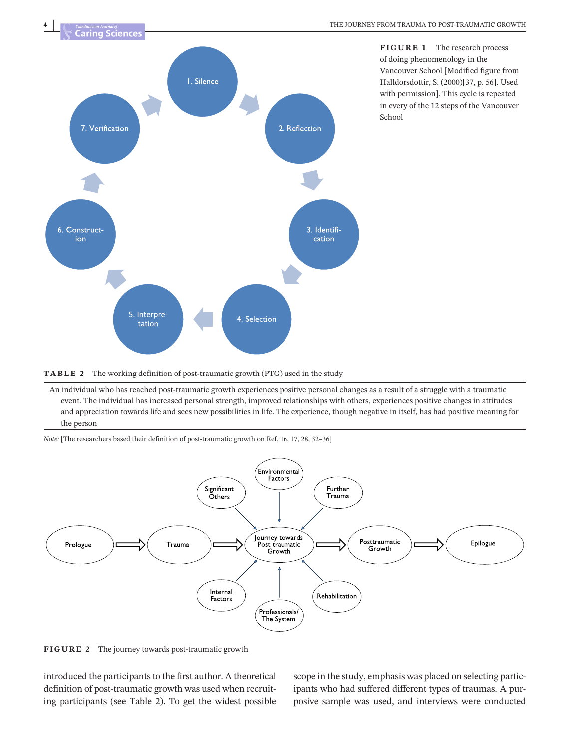**FIGURE 1** The research process of doing phenomenology in the Vancouver School [Modified figure from Halldorsdottir, S. (2000)[37, p. 56]. Used with permission]. This cycle is repeated in every of the 12 steps of the Vancouver School

**TABLE 2** The working definition of post-traumatic growth (PTG) used in the study

| |
|---|
| An individual who has reached post-traumatic growth experiences positive personal changes as a result of a struggle with a traumatic event. The individual has increased personal strength, improved relationships with others, experiences positive changes in attitudes and appreciation towards life and sees new possibilities in life. The experience, though negative in itself, has had positive meaning for the person |

*Note:* [The researchers based their definition of post-traumatic growth on Ref. 16, 17, 28, 32–36]

**FIGURE 2** The journey towards post-traumatic growth

introduced the participants to the first author. A theoretical definition of post-traumatic growth was used when recruiting participants (see Table 2). To get the widest possible scope in the study, emphasis was placed on selecting participants who had suffered different types of traumas. A purposive sample was used, and interviews were conducted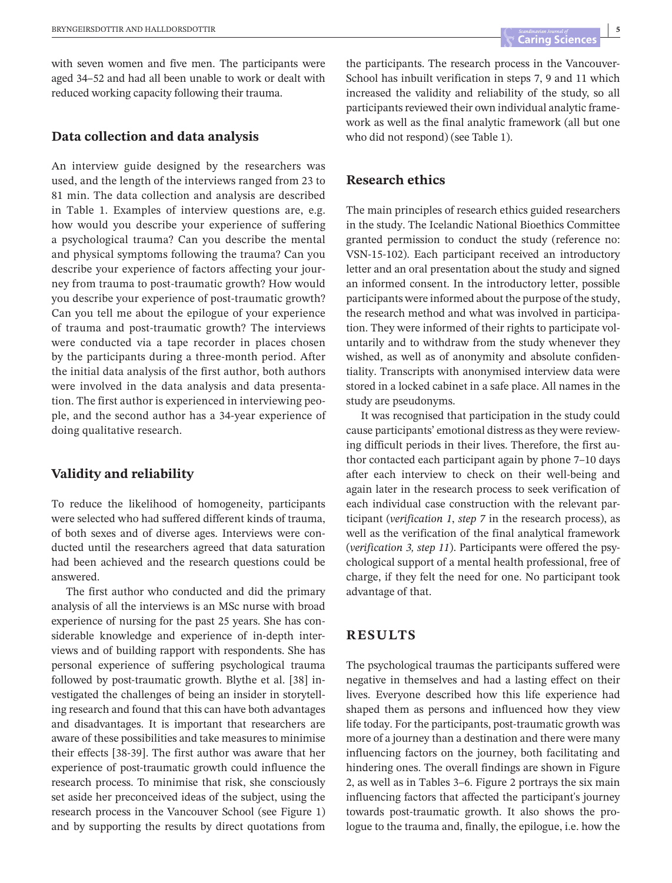with seven women and five men. The participants were aged 34–52 and had all been unable to work or dealt with reduced working capacity following their trauma.

## Data collection and data analysis

An interview guide designed by the researchers was used, and the length of the interviews ranged from 23 to 81 min. The data collection and analysis are described in Table 1. Examples of interview questions are, e.g. how would you describe your experience of suffering a psychological trauma? Can you describe the mental and physical symptoms following the trauma? Can you describe your experience of factors affecting your journey from trauma to post-traumatic growth? How would you describe your experience of post-traumatic growth? Can you tell me about the epilogue of your experience of trauma and post-traumatic growth? The interviews were conducted via a tape recorder in places chosen by the participants during a three-month period. After the initial data analysis of the first author, both authors were involved in the data analysis and data presentation. The first author is experienced in interviewing people, and the second author has a 34-year experience of doing qualitative research.

## Validity and reliability

To reduce the likelihood of homogeneity, participants were selected who had suffered different kinds of trauma, of both sexes and of diverse ages. Interviews were conducted until the researchers agreed that data saturation had been achieved and the research questions could be answered.

The first author who conducted and did the primary analysis of all the interviews is an MSc nurse with broad experience of nursing for the past 25 years. She has considerable knowledge and experience of in-depth interviews and of building rapport with respondents. She has personal experience of suffering psychological trauma followed by post-traumatic growth. Blythe et al. [38] investigated the challenges of being an insider in storytelling research and found that this can have both advantages and disadvantages. It is important that researchers are aware of these possibilities and take measures to minimise their effects [38-39]. The first author was aware that her experience of post-traumatic growth could influence the research process. To minimise that risk, she consciously set aside her preconceived ideas of the subject, using the research process in the Vancouver School (see Figure 1) and by supporting the results by direct quotations from the participants. The research process in the Vancouver-School has inbuilt verification in steps 7, 9 and 11 which increased the validity and reliability of the study, so all participants reviewed their own individual analytic framework as well as the final analytic framework (all but one who did not respond) (see Table 1).

## Research ethics

The main principles of research ethics guided researchers in the study. The Icelandic National Bioethics Committee granted permission to conduct the study (reference no: VSN-15-102). Each participant received an introductory letter and an oral presentation about the study and signed an informed consent. In the introductory letter, possible participants were informed about the purpose of the study, the research method and what was involved in participation. They were informed of their rights to participate voluntarily and to withdraw from the study whenever they wished, as well as of anonymity and absolute confidentiality. Transcripts with anonymised interview data were stored in a locked cabinet in a safe place. All names in the study are pseudonyms.

It was recognised that participation in the study could cause participants' emotional distress as they were reviewing difficult periods in their lives. Therefore, the first author contacted each participant again by phone 7–10 days after each interview to check on their well-being and again later in the research process to seek verification of each individual case construction with the relevant participant (*verification 1*, *step 7* in the research process), as well as the verification of the final analytical framework (*verification 3, step 11*). Participants were offered the psychological support of a mental health professional, free of charge, if they felt the need for one. No participant took advantage of that.

# RESULTS

The psychological traumas the participants suffered were negative in themselves and had a lasting effect on their lives. Everyone described how this life experience had shaped them as persons and influenced how they view life today. For the participants, post-traumatic growth was more of a journey than a destination and there were many influencing factors on the journey, both facilitating and hindering ones. The overall findings are shown in Figure 2, as well as in Tables 3–6. Figure 2 portrays the six main influencing factors that affected the participant's journey towards post-traumatic growth. It also shows the prologue to the trauma and, finally, the epilogue, i.e. how the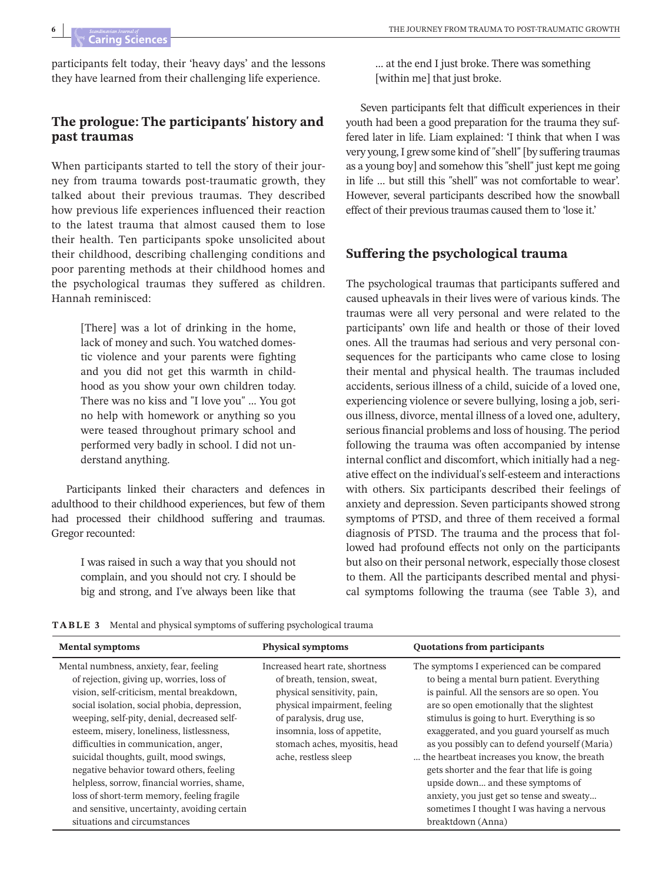participants felt today, their 'heavy days' and the lessons they have learned from their challenging life experience.

## The prologue: The participants' history and past traumas

When participants started to tell the story of their journey from trauma towards post-traumatic growth, they talked about their previous traumas. They described how previous life experiences influenced their reaction to the latest trauma that almost caused them to lose their health. Ten participants spoke unsolicited about their childhood, describing challenging conditions and poor parenting methods at their childhood homes and the psychological traumas they suffered as children. Hannah reminisced:

> [There] was a lot of drinking in the home, lack of money and such. You watched domestic violence and your parents were fighting and you did not get this warmth in childhood as you show your own children today. There was no kiss and "I love you" ... You got no help with homework or anything so you were teased throughout primary school and performed very badly in school. I did not understand anything.

Participants linked their characters and defences in adulthood to their childhood experiences, but few of them had processed their childhood suffering and traumas. Gregor recounted:

> I was raised in such a way that you should not complain, and you should not cry. I should be big and strong, and I've always been like that ... at the end I just broke. There was something [within me] that just broke.

Seven participants felt that difficult experiences in their youth had been a good preparation for the trauma they suffered later in life. Liam explained: 'I think that when I was very young, I grew some kind of "shell" [by suffering traumas as a young boy] and somehow this "shell" just kept me going in life ... but still this "shell" was not comfortable to wear'. However, several participants described how the snowball effect of their previous traumas caused them to 'lose it.'

## Suffering the psychological trauma

The psychological traumas that participants suffered and caused upheavals in their lives were of various kinds. The traumas were all very personal and were related to the participants' own life and health or those of their loved ones. All the traumas had serious and very personal consequences for the participants who came close to losing their mental and physical health. The traumas included accidents, serious illness of a child, suicide of a loved one, experiencing violence or severe bullying, losing a job, serious illness, divorce, mental illness of a loved one, adultery, serious financial problems and loss of housing. The period following the trauma was often accompanied by intense internal conflict and discomfort, which initially had a negative effect on the individual's self-esteem and interactions with others. Six participants described their feelings of anxiety and depression. Seven participants showed strong symptoms of PTSD, and three of them received a formal diagnosis of PTSD. The trauma and the process that followed had profound effects not only on the participants but also on their personal network, especially those closest to them. All the participants described mental and physical symptoms following the trauma (see Table 3), and

**TABLE 3** Mental and physical symptoms of suffering psychological trauma

| Mental symptoms | Physical symptoms | Quotations from participants |
|---|---|---|
| Mental numbness, anxiety, fear, feeling of rejection, giving up, worries, loss of vision, self-criticism, mental breakdown, social isolation, social phobia, depression, weeping, self-pity, denial, decreased self-esteem, misery, loneliness, listlessness, difficulties in communication, anger, suicidal thoughts, guilt, mood swings, negative behavior toward others, feeling helpless, sorrow, financial worries, shame, loss of short-term memory, feeling fragile and sensitive, uncertainty, avoiding certain situations and circumstances | Increased heart rate, shortness of breath, tension, sweat, physical sensitivity, pain, physical impairment, feeling of paralysis, drug use, insomnia, loss of appetite, stomach aches, myositis, head ache, restless sleep | The symptoms I experienced can be compared to being a mental burn patient. Everything is painful. All the sensors are so open. You are so open emotionally that the slightest stimulus is going to hurt. Everything is so exaggerated, and you guard yourself as much as you possibly can to defend yourself (Maria)<br>... the heartbeat increases you know, the breath gets shorter and the fear that life is going upside down... and these symptoms of anxiety, you just get so tense and sweaty... sometimes I thought I was having a nervous breakdown (Anna) |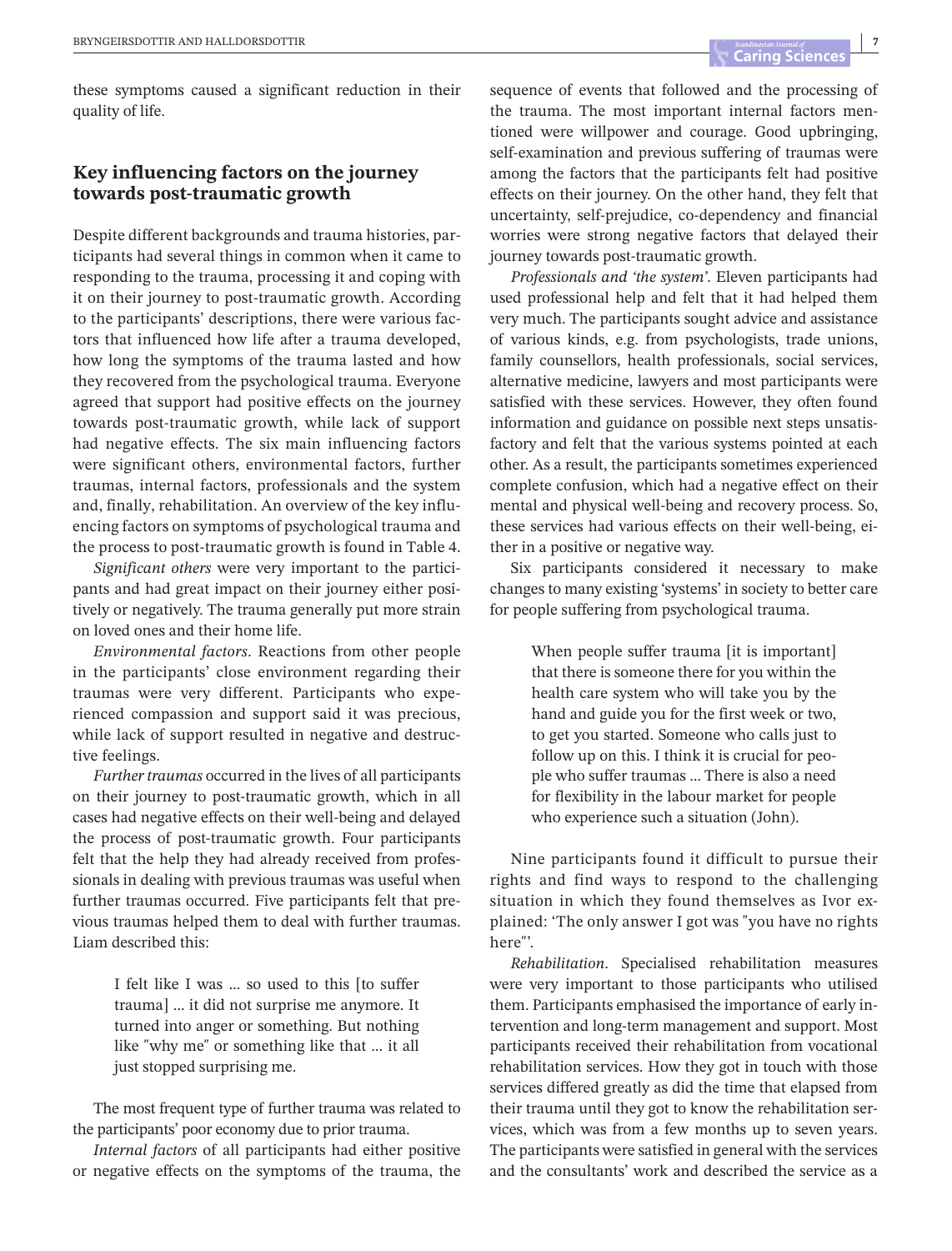these symptoms caused a significant reduction in their quality of life.

## Key influencing factors on the journey towards post-traumatic growth

Despite different backgrounds and trauma histories, participants had several things in common when it came to responding to the trauma, processing it and coping with it on their journey to post-traumatic growth. According to the participants' descriptions, there were various factors that influenced how life after a trauma developed, how long the symptoms of the trauma lasted and how they recovered from the psychological trauma. Everyone agreed that support had positive effects on the journey towards post-traumatic growth, while lack of support had negative effects. The six main influencing factors were significant others, environmental factors, further traumas, internal factors, professionals and the system and, finally, rehabilitation. An overview of the key influencing factors on symptoms of psychological trauma and the process to post-traumatic growth is found in Table 4.

*Significant others* were very important to the participants and had great impact on their journey either positively or negatively. The trauma generally put more strain on loved ones and their home life.

*Environmental factors*. Reactions from other people in the participants' close environment regarding their traumas were very different. Participants who experienced compassion and support said it was precious, while lack of support resulted in negative and destructive feelings.

*Further traumas* occurred in the lives of all participants on their journey to post-traumatic growth, which in all cases had negative effects on their well-being and delayed the process of post-traumatic growth. Four participants felt that the help they had already received from professionals in dealing with previous traumas was useful when further traumas occurred. Five participants felt that previous traumas helped them to deal with further traumas. Liam described this:

> I felt like I was … so used to this [to suffer trauma] … it did not surprise me anymore. It turned into anger or something. But nothing like "why me" or something like that … it all just stopped surprising me.

The most frequent type of further trauma was related to the participants' poor economy due to prior trauma.

*Internal factors* of all participants had either positive or negative effects on the symptoms of the trauma, the sequence of events that followed and the processing of the trauma. The most important internal factors mentioned were willpower and courage. Good upbringing, self-examination and previous suffering of traumas were among the factors that the participants felt had positive effects on their journey. On the other hand, they felt that uncertainty, self-prejudice, co-dependency and financial worries were strong negative factors that delayed their journey towards post-traumatic growth.

*Professionals and 'the system'*. Eleven participants had used professional help and felt that it had helped them very much. The participants sought advice and assistance of various kinds, e.g. from psychologists, trade unions, family counsellors, health professionals, social services, alternative medicine, lawyers and most participants were satisfied with these services. However, they often found information and guidance on possible next steps unsatisfactory and felt that the various systems pointed at each other. As a result, the participants sometimes experienced complete confusion, which had a negative effect on their mental and physical well-being and recovery process. So, these services had various effects on their well-being, either in a positive or negative way.

Six participants considered it necessary to make changes to many existing 'systems' in society to better care for people suffering from psychological trauma.

> When people suffer trauma [it is important] that there is someone there for you within the health care system who will take you by the hand and guide you for the first week or two, to get you started. Someone who calls just to follow up on this. I think it is crucial for people who suffer traumas … There is also a need for flexibility in the labour market for people who experience such a situation (John).

Nine participants found it difficult to pursue their rights and find ways to respond to the challenging situation in which they found themselves as Ivor explained: 'The only answer I got was "you have no rights here"'.

*Rehabilitation*. Specialised rehabilitation measures were very important to those participants who utilised them. Participants emphasised the importance of early intervention and long-term management and support. Most participants received their rehabilitation from vocational rehabilitation services. How they got in touch with those services differed greatly as did the time that elapsed from their trauma until they got to know the rehabilitation services, which was from a few months up to seven years. The participants were satisfied in general with the services and the consultants' work and described the service as a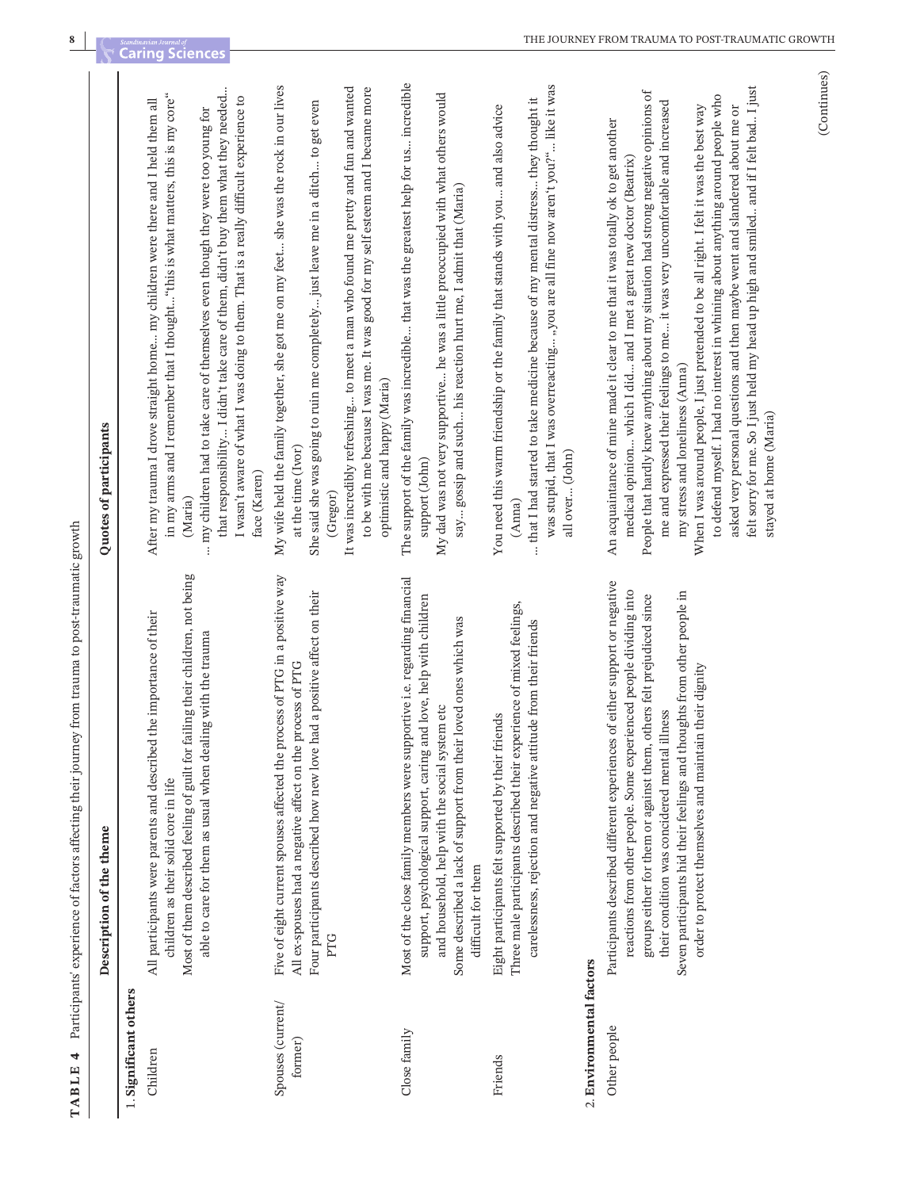**TABLE 4** Participants' experience of factors affecting their journey from trauma to post-traumatic growth

| | Description of the theme | Quotes of participants |
|---|---|---|
| 1. **Significant others** | | |
| Children | All participants were parents and described the importance of their children as their solid core in life<br>Most of them described feeling of guilt for failing their children, not being able to care for them as usual when dealing with the trauma | After my trauma I drove straight home… my children were there and I held them all in my arms and I remember that I thought…"this is what matters, this is my core" (Maria)<br>… my children had to take care of themselves even though they were too young for that responsibility… I didn't take care of them, didn't buy them what they needed… I wasn't aware of what I was doing to them. That is a really difficult experience to face (Karen) |
| Spouses (current/ former) | Five of eight current spouses affected the process of PTG in a positive way<br>All ex-spouses had a negative affect on the process of PTG<br>Four participants described how new love had a positive affect on their PTG | My wife held the family together, she got me on my feet… she was the rock in our lives at the time (Ivor)<br>She said she was going to ruin me completely… just leave me in a ditch… to get even (Gregor)<br>It was incredibly refreshing… to meet a man who found me pretty and fun and wanted to be with me because I was me. It was good for my self esteem and I became more optimistic and happy (Maria) |
| Close family | Most of the close family members were supportive i.e. regarding financial support, psychological support, caring and love, help with children and household, help with the social system etc<br>Some described a lack of support from their loved ones which was difficult for them | The support of the family was incredible… that was the greatest help for us… incredible support (John)<br>My dad was not very supportive… he was a little preoccupied with what others would say… gossip and such… his reaction hurt me, I admit that (Maria) |
| Friends | Eight participants felt supported by their friends<br>Three male participants described their experience of mixed feelings, carelessness, rejection and negative attitude from their friends | You need this warm friendship or the family that stands with you… and also advice (Anna)<br>… that I had started to take medicine because of my mental distress… they thought it was stupid, that I was overreacting… "you are all fine now aren't you?"… like it was all over… (John) |
| 2. **Environmental factors** | | |
| Other people | Participants described different experiences of either support or negative reactions from other people. Some experienced people dividing into groups either for them or against them, others felt prejudiced since their condition was concidered mental illness<br>Seven participants hid their feelings and thoughts from other people in order to protect themselves and maintain their dignity | An acquaintance of mine made it clear to me that it was totally ok to get another medical opinion… which I did… and I met a great new doctor (Beatrix)<br>People that hardly knew anything about my situation had strong negative opinions of me and expressed their feelings to me… it was very uncomfortable and increased my stress and loneliness (Anna)<br>When I was around people, I just pretended to be all right. I felt it was the best way to defend myself. I had no interest in whining about anything around people who asked very personal questions and then maybe went and slandered about me or felt sorry for me. So I just held my head up high and smiled… and if I felt bad… I just stayed at home (Maria) |

(Continues)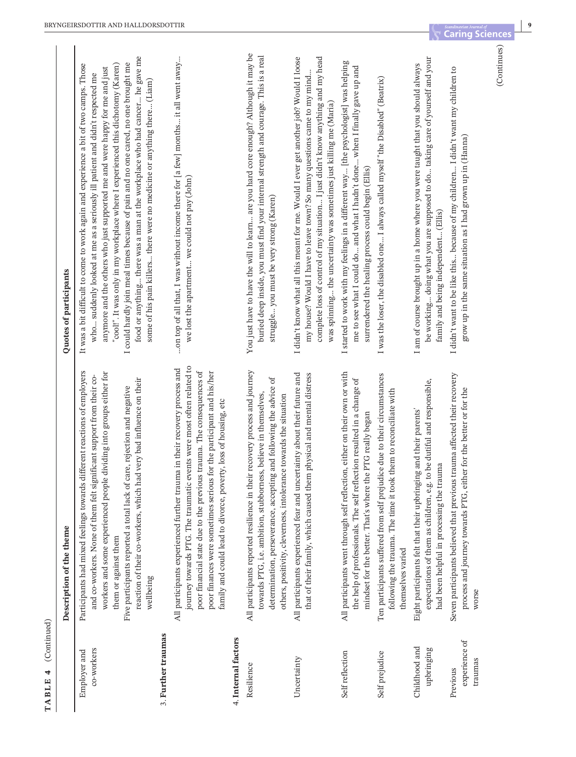**TABLE 4** (Continued)

| | Description of the theme | Quotes of participants |
|---|---|---|
| Employer and co-workers | Participants had mixed feelings towards different reactions of employers and co-workers. None of them felt significant support from their co-workers and some experienced people dividing into groups either for them or against them | It was a bit difficult to come to work again and experience a bit of two camps. Those who… suddenly looked at me as a seriously ill patient and didn't respected me anymore and the others who just supported me and were happy for me and just "cool!". It was only in my workplace where I experienced this dichotomy (Karen) |
| | Five participants reported a total lack of care, rejection and negative reaction of their co-workers, which had very bad influence on their wellbeing | I could hardly join meal times because of pain and no one cared, no one brought me food or anything… there was a man at the workplace who had cancer… he gave me some of his pain killers… there were no medicine or anything there… (Liam) |
| **3. Further traumas** | All participants experienced further trauma in their recovery process and journey towards PTG. The traumatic events were most often related to poor financial state due to the previous trauma. The consequences of poor finances were sometimes serious for the participant and his/her family and could lead to divorce, poverty, loss of housing, etc | …on top of all that, I was without income there for [a few] months… it all went away… we lost the apartment… we could not pay (John) |
| **4. Internal factors** | | |
| Resilience | All participants reported resilience in their recovery process and journey towards PTG, i.e. ambition, stubborness, believe in themselves, determination, perseverance, accepting and following the advice of others, positivity, cleverness, intolerance towards the situation | You just have to have the will to learn… are you hard core enough? Although it may be buried deep inside, you must find your internal strength and courage. This is a real struggle… you must be very strong (Karen) |
| Uncertainty | All participants experienced fear and uncertainty about their future and that of their family, which caused them physical and mental distress | I didn't know what all this meant for me. Would I ever get another job? Would I loose my house? Would I have to leave town? So many questions came to my mind… complete loss of control of my situation… I just didn't know anything and my head was spinning… the uncertainty was sometimes just killing me (Maria) |
| Self reflection | All participants went through self reflection, either on their own or with the help of professionals. The self reflection resulted in a change of mindset for the better. That's where the PTG really began | I started to work with my feelings in a different way… [the psychologist] was helping me to see what I could do… and what I hadn't done… when I finally gave up and surrendered the healing process could begin (Ellis) |
| Self prejudice | Ten participants suffered from self prejudice due to their circumstances following the trauma. The time it took them to reconciliate with themselves varied | I was the loser, the disabled one… I always called myself "the Disabled" (Beatrix) |
| Childhood and upbringing | Eight participants felt that their upbringing and their parents' expectations of them as children, e.g. to be dutiful and responsible, had been helpful in processing the trauma | I am of course brought up in a home where you were taught that you should always be working… doing what you are supposed to do… taking care of yourself and your family and being independent… (Ellis) |
| Previous experience of traumas | Seven participants believed that previous trauma affected their recovery process and journey towards PTG, either for the better or for the worse | I didn't want to be like this.. because of my children… I didn't want my children to grow up in the same situation as I had grown up in (Hanna) |

(Continues)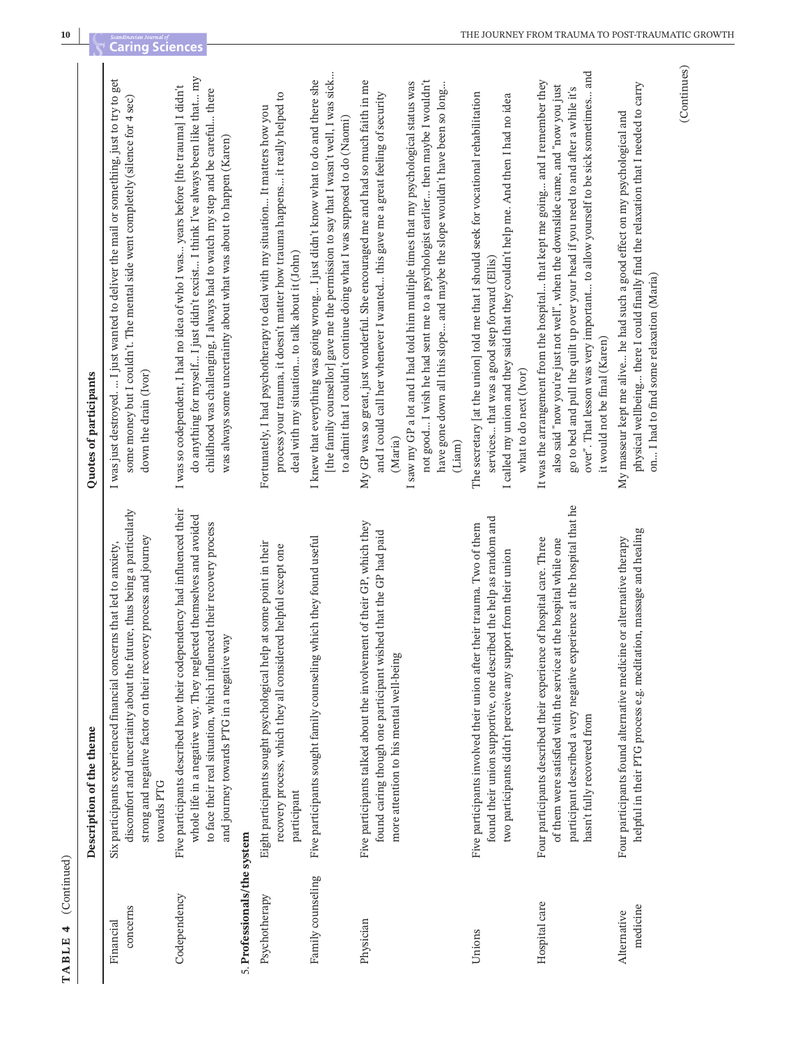**TABLE 4** (Continued)

| | Description of the theme | Quotes of participants |
|---|---|---|
| Financial concerns | Six participants experienced financial concerns that led to anxiety, discomfort and uncertainty about the future, thus being a particularly strong and negative factor on their recovery process and journey towards PTG | I was just destroyed… I just wanted to deliver the mail or something, just to try to get some money but I couldn't. The mental side went completely (silence for 4 sec) down the drain (Ivor) |
| Codependency | Five participants described how their codependency had influenced their whole life in a negative way. They neglected themselves and avoided to face their real situation, which influenced their recovery process and journey towards PTG in a negative way | I was so codependent, I had no idea of who I was… years before [the trauma] I didn't do anything for myself… I just didn't excist… I think I've always been like that… my childhood was challenging, I always had to watch my step and be careful… there was always some uncertainty about what was about to happen (Karen) |
| **5. Professionals/the system** | | |
| Psychotherapy | Eight participants sought psychological help at some point in their recovery process, which they all considered helpful except one participant | Fortunately, I had psychotherapy to deal with my situation… It matters how you process your trauma, it doesn't matter how trauma happens… it really helped to deal with my situation… to talk about it (John) |
| Family counseling | Five participants sought family counseling which they found useful | I knew that everything was going wrong… I just didn't know what to do and there she [the family counsellor] gave me the permission to say that I wasn't well, I was sick… to admit that I couldn't continue doing what I was supposed to do (Naomi) |
| Physician | Five participants talked about the involvement of their GP, which they found caring though one participant wished that the GP had paid more attention to his mental well-being | My GP was so great, just wonderful. She encouraged me and had so much faith in me and I could call her whenever I wanted… this gave me a great feeling of security (Maria)<br><br>I saw my GP a lot and I had told him multiple times that my psychological status was not good… I wish he had sent me to a psychologist earlier… then maybe I wouldn't have gone down all this slope… and maybe the slope wouldn't have been so long… (Liam) |
| Unions | Five participants involved their union after their trauma. Two of them found their union supportive, one described the help as random and two participants didn't perceive any support from their union | The secretary [at the union] told me that I should seek for vocational rehabilitation services… that was a good step forward (Ellis)<br><br>I called my union and they said that they couldn't help me. And then I had no idea what to do next (Ivor) |
| Hospital care | Four participants described their experience of hospital care. Three of them were satisfied with the service at the hospital while one participant described a very negative experience at the hospital that he hasn't fully recovered from | It was the arrangement from the hospital… that kept me going… and I remember they also said "now you're just not well", when the downslide came, and "now you just go to bed and pull the quilt up over your head if you need to and after a while it's over". That lesson was very important… to allow yourself to be sick sometimes… and it would not be final (Karen) |
| Alternative medicine | Four participants found alternative medicine or alternative therapy helpful in their PTG process e.g. meditation, massage and healing | My masseur kept me alive… he had such a good effect on my psychological and physical wellbeing… there I could finally find the relaxation that I needed to carry on… I had to find some relaxation (Maria) |

(Continues)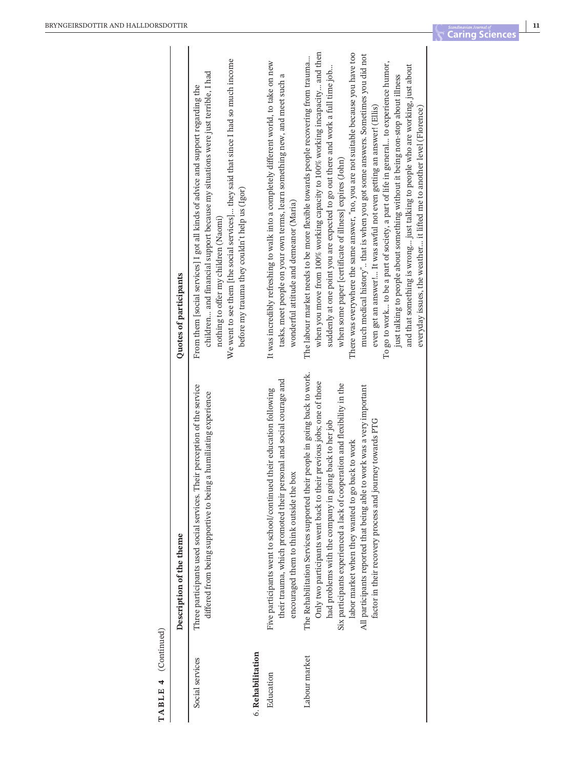**TABLE 4** (Continued)

| | Description of the theme | Quotes of participants |
|---|---|---|
| Social services | Three participants used social services. Their perception of the service differed from being supportive to being a humiliating experience | From them [social services] I got all kinds of advice and support regarding the children… and financial support because my situations were just terrible, I had nothing to offer my children (Naomi)<br>We went to see them [the social services]… they said that since I had so much income before my trauma they couldn't help us (Igor) |
| 6. **Rehabilitation** | | |
| Education | Five participants went to school/continued their education following their trauma, which promoted their personal and social courage and encouraged them to think outside the box | It was incredibly refreshing to walk into a completely different world, to take on new tasks, meet people on your own terms, learn something new, and meet such a wonderful attitude and demeanor (Maria) |
| Labour market | The Rehabilitation Services supported their people in going back to work. Only two participants went back to their previous jobs; one of those had problems with the company in going back to her job<br>Six participants experienced a lack of cooperation and flexibility in the labor market when they wanted to go back to work<br>All participants reported that being able to work was a very important factor in their recovery process and journey towards PTG | The labour market needs to be more flexible towards people recovering from trauma… when you move from 100% working capacity to 100% working incapacity… and then suddenly at one point you are expected to go out there and work a full time job… when some paper [certificate of illness] expires (John)<br>There was everywhere the same answer, "no, you are not suitable because you have too much medical history"… that is when you got some answers. Sometimes you did not even get an answer!… It was awful not even getting an answer! (Ellis)<br>To go to work… to be a part of society, a part of life in general… to experience humor, just talking to people about something without it being non-stop about illness and that something is wrong… just talking to people who are working, just about everyday issues, the weather… it lifted me to another level (Florence) |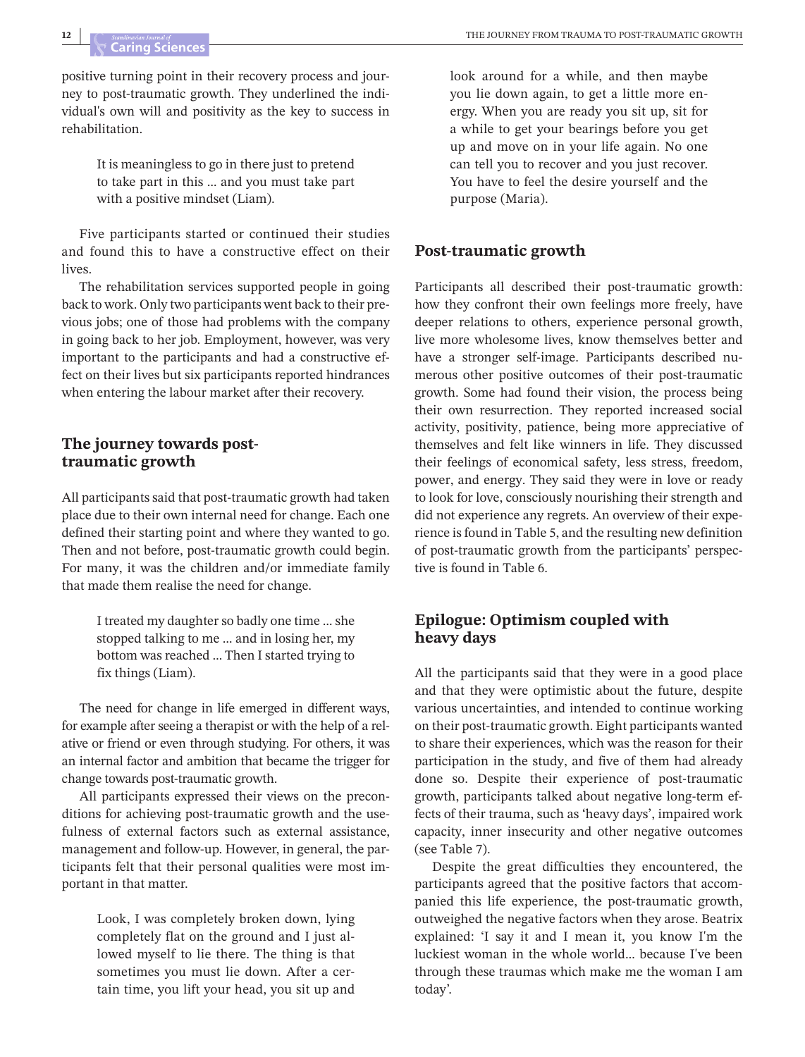positive turning point in their recovery process and journey to post-traumatic growth. They underlined the individual's own will and positivity as the key to success in rehabilitation.

> It is meaningless to go in there just to pretend to take part in this … and you must take part with a positive mindset (Liam).

Five participants started or continued their studies and found this to have a constructive effect on their lives.

The rehabilitation services supported people in going back to work. Only two participants went back to their previous jobs; one of those had problems with the company in going back to her job. Employment, however, was very important to the participants and had a constructive effect on their lives but six participants reported hindrances when entering the labour market after their recovery.

## The journey towards post-traumatic growth

All participants said that post-traumatic growth had taken place due to their own internal need for change. Each one defined their starting point and where they wanted to go. Then and not before, post-traumatic growth could begin. For many, it was the children and/or immediate family that made them realise the need for change.

> I treated my daughter so badly one time … she stopped talking to me … and in losing her, my bottom was reached … Then I started trying to fix things (Liam).

The need for change in life emerged in different ways, for example after seeing a therapist or with the help of a relative or friend or even through studying. For others, it was an internal factor and ambition that became the trigger for change towards post-traumatic growth.

All participants expressed their views on the preconditions for achieving post-traumatic growth and the usefulness of external factors such as external assistance, management and follow-up. However, in general, the participants felt that their personal qualities were most important in that matter.

> Look, I was completely broken down, lying completely flat on the ground and I just allowed myself to lie there. The thing is that sometimes you must lie down. After a certain time, you lift your head, you sit up and look around for a while, and then maybe you lie down again, to get a little more energy. When you are ready you sit up, sit for a while to get your bearings before you get up and move on in your life again. No one can tell you to recover and you just recover. You have to feel the desire yourself and the purpose (Maria).

## Post-traumatic growth

Participants all described their post-traumatic growth: how they confront their own feelings more freely, have deeper relations to others, experience personal growth, live more wholesome lives, know themselves better and have a stronger self-image. Participants described numerous other positive outcomes of their post-traumatic growth. Some had found their vision, the process being their own resurrection. They reported increased social activity, positivity, patience, being more appreciative of themselves and felt like winners in life. They discussed their feelings of economical safety, less stress, freedom, power, and energy. They said they were in love or ready to look for love, consciously nourishing their strength and did not experience any regrets. An overview of their experience is found in Table 5, and the resulting new definition of post-traumatic growth from the participants' perspective is found in Table 6.

## Epilogue: Optimism coupled with heavy days

All the participants said that they were in a good place and that they were optimistic about the future, despite various uncertainties, and intended to continue working on their post-traumatic growth. Eight participants wanted to share their experiences, which was the reason for their participation in the study, and five of them had already done so. Despite their experience of post-traumatic growth, participants talked about negative long-term effects of their trauma, such as 'heavy days', impaired work capacity, inner insecurity and other negative outcomes (see Table 7).

Despite the great difficulties they encountered, the participants agreed that the positive factors that accompanied this life experience, the post-traumatic growth, outweighed the negative factors when they arose. Beatrix explained: 'I say it and I mean it, you know I'm the luckiest woman in the whole world… because I've been through these traumas which make me the woman I am today'.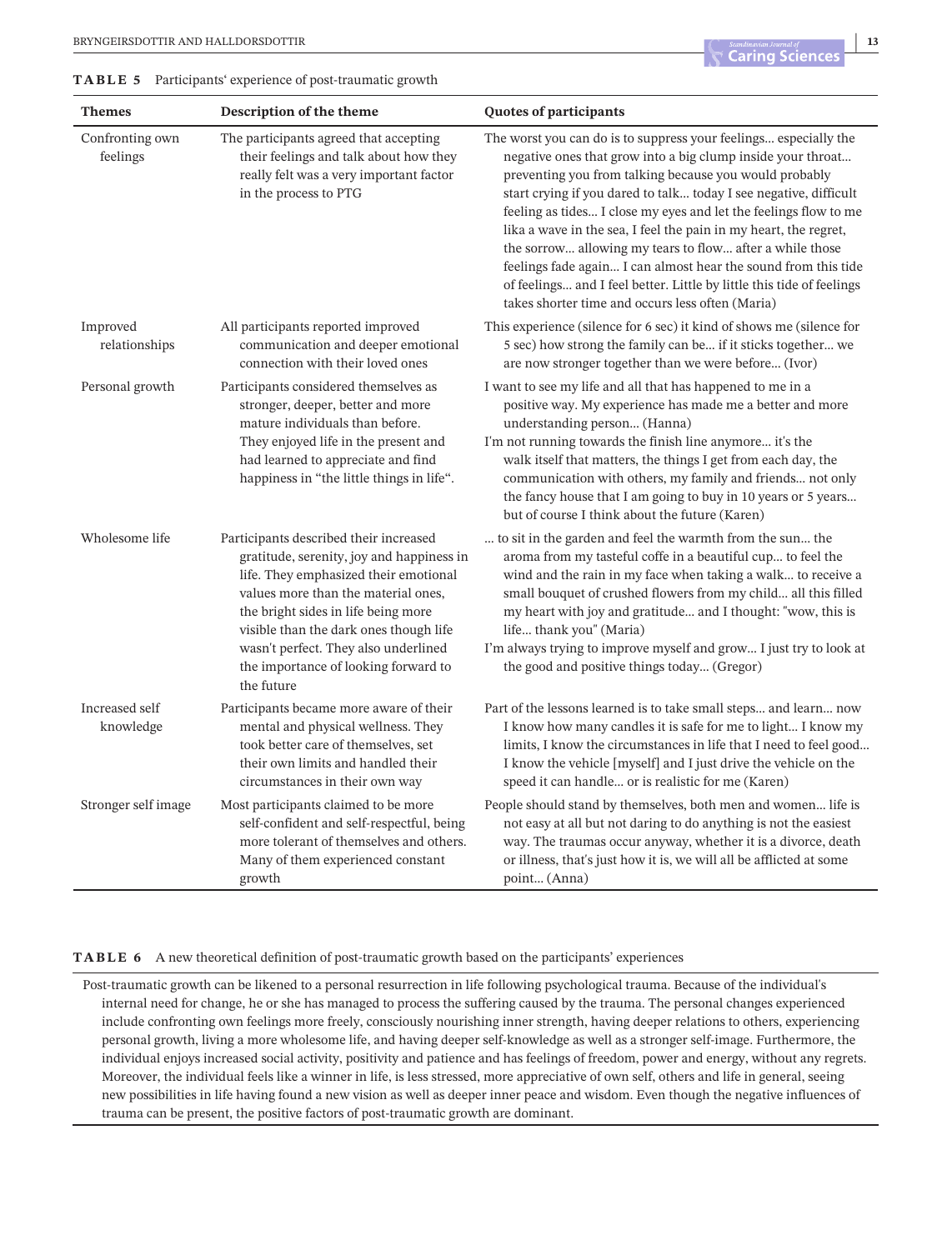**TABLE 5** Participants' experience of post-traumatic growth

| Themes | Description of the theme | Quotes of participants |
|---|---|---|
| Confronting own feelings | The participants agreed that accepting their feelings and talk about how they really felt was a very important factor in the process to PTG | The worst you can do is to suppress your feelings... especially the negative ones that grow into a big clump inside your throat... preventing you from talking because you would probably start crying if you dared to talk... today I see negative, difficult feeling as tides... I close my eyes and let the feelings flow to me lika a wave in the sea, I feel the pain in my heart, the regret, the sorrow... allowing my tears to flow... after a while those feelings fade again... I can almost hear the sound from this tide of feelings... and I feel better. Little by little this tide of feelings takes shorter time and occurs less often (Maria) |
| Improved relationships | All participants reported improved communication and deeper emotional connection with their loved ones | This experience (silence for 6 sec) it kind of shows me (silence for 5 sec) how strong the family can be... if it sticks together... we are now stronger together than we were before... (Ivor) |
| Personal growth | Participants considered themselves as stronger, deeper, better and more mature individuals than before. They enjoyed life in the present and had learned to appreciate and find happiness in "the little things in life". | I want to see my life and all that has happened to me in a positive way. My experience has made me a better and more understanding person... (Hanna)<br>I'm not running towards the finish line anymore... it's the walk itself that matters, the things I get from each day, the communication with others, my family and friends... not only the fancy house that I am going to buy in 10 years or 5 years... but of course I think about the future (Karen) |
| Wholesome life | Participants described their increased gratitude, serenity, joy and happiness in life. They emphasized their emotional values more than the material ones, the bright sides in life being more visible than the dark ones though life wasn't perfect. They also underlined the importance of looking forward to the future | ... to sit in the garden and feel the warmth from the sun... the aroma from my tasteful coffe in a beautiful cup... to feel the wind and the rain in my face when taking a walk... to receive a small bouquet of crushed flowers from my child... all this filled my heart with joy and gratitude... and I thought: "wow, this is life... thank you" (Maria)<br>I'm always trying to improve myself and grow... I just try to look at the good and positive things today... (Gregor) |
| Increased self knowledge | Participants became more aware of their mental and physical wellness. They took better care of themselves, set their own limits and handled their circumstances in their own way | Part of the lessons learned is to take small steps... and learn... now I know how many candles it is safe for me to light... I know my limits, I know the circumstances in life that I need to feel good... I know the vehicle [myself] and I just drive the vehicle on the speed it can handle... or is realistic for me (Karen) |
| Stronger self image | Most participants claimed to be more self-confident and self-respectful, being more tolerant of themselves and others. Many of them experienced constant growth | People should stand by themselves, both men and women... life is not easy at all but not daring to do anything is not the easiest way. The traumas occur anyway, whether it is a divorce, death or illness, that's just how it is, we will all be afflicted at some point... (Anna) |

**TABLE 6** A new theoretical definition of post-traumatic growth based on the participants' experiences

| |
|---|
| Post-traumatic growth can be likened to a personal resurrection in life following psychological trauma. Because of the individual's internal need for change, he or she has managed to process the suffering caused by the trauma. The personal changes experienced include confronting own feelings more freely, consciously nourishing inner strength, having deeper relations to others, experiencing personal growth, living a more wholesome life, and having deeper self-knowledge as well as a stronger self-image. Furthermore, the individual enjoys increased social activity, positivity and patience and has feelings of freedom, power and energy, without any regrets. Moreover, the individual feels like a winner in life, is less stressed, more appreciative of own self, others and life in general, seeing new possibilities in life having found a new vision as well as deeper inner peace and wisdom. Even though the negative influences of trauma can be present, the positive factors of post-traumatic growth are dominant. |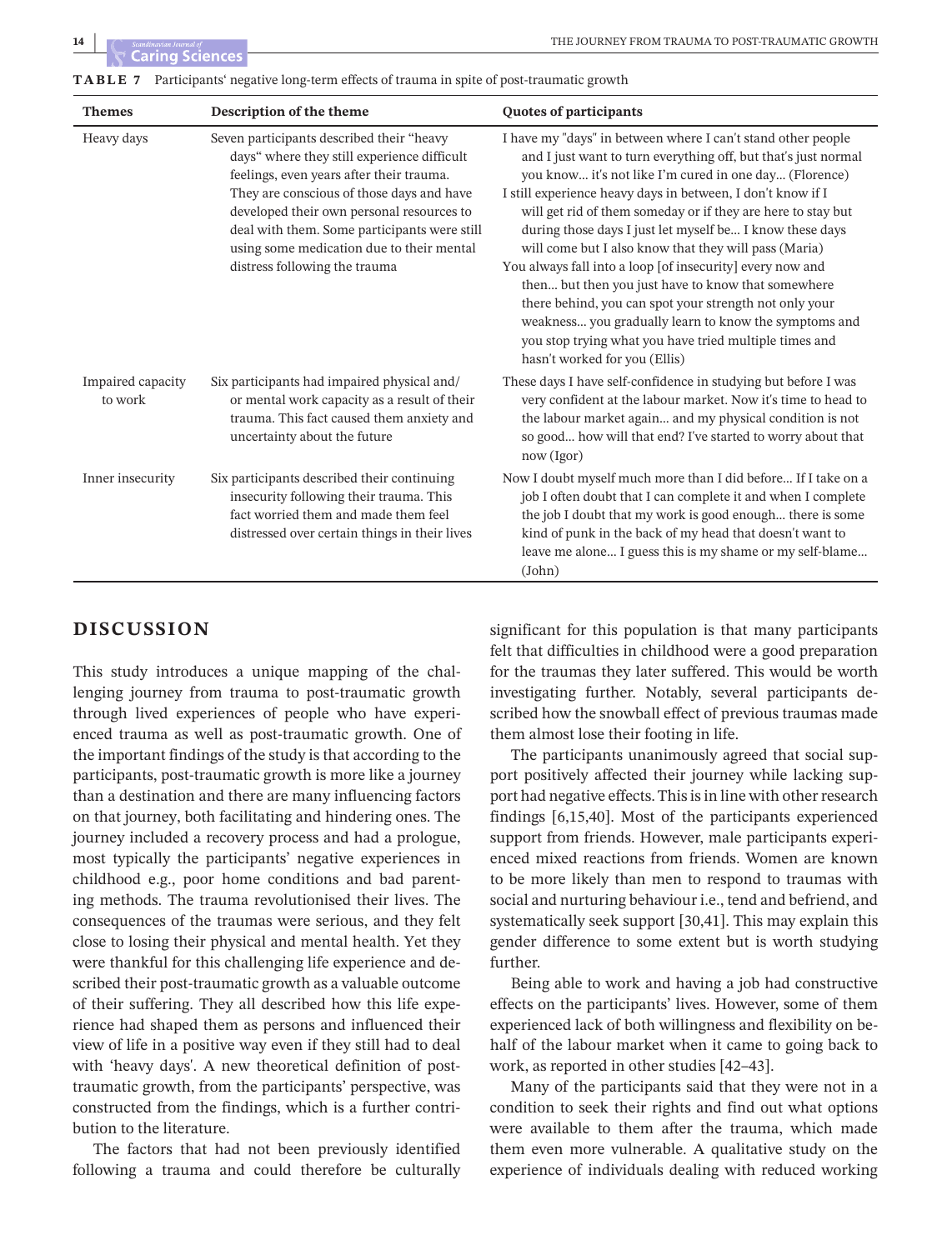**TABLE 7** Participants' negative long-term effects of trauma in spite of post-traumatic growth

| Themes | Description of the theme | Quotes of participants |
|---|---|---|
| Heavy days | Seven participants described their "heavy days" where they still experience difficult feelings, even years after their trauma. They are conscious of those days and have developed their own personal resources to deal with them. Some participants were still using some medication due to their mental distress following the trauma | I have my "days" in between where I can't stand other people and I just want to turn everything off, but that's just normal you know... it's not like I'm cured in one day... (Florence)<br>I still experience heavy days in between, I don't know if I will get rid of them someday or if they are here to stay but during those days I just let myself be... I know these days will come but I also know that they will pass (Maria)<br>You always fall into a loop [of insecurity] every now and then... but then you just have to know that somewhere there behind, you can spot your strength not only your weakness... you gradually learn to know the symptoms and you stop trying what you have tried multiple times and hasn't worked for you (Ellis) |
| Impaired capacity to work | Six participants had impaired physical and/or mental work capacity as a result of their trauma. This fact caused them anxiety and uncertainty about the future | These days I have self-confidence in studying but before I was very confident at the labour market. Now it's time to head to the labour market again... and my physical condition is not so good... how will that end? I've started to worry about that now (Igor) |
| Inner insecurity | Six participants described their continuing insecurity following their trauma. This fact worried them and made them feel distressed over certain things in their lives | Now I doubt myself much more than I did before... If I take on a job I often doubt that I can complete it and when I complete the job I doubt that my work is good enough... there is some kind of punk in the back of my head that doesn't want to leave me alone... I guess this is my shame or my self-blame... (John) |

## DISCUSSION

This study introduces a unique mapping of the challenging journey from trauma to post-traumatic growth through lived experiences of people who have experienced trauma as well as post-traumatic growth. One of the important findings of the study is that according to the participants, post-traumatic growth is more like a journey than a destination and there are many influencing factors on that journey, both facilitating and hindering ones. The journey included a recovery process and had a prologue, most typically the participants' negative experiences in childhood e.g., poor home conditions and bad parenting methods. The trauma revolutionised their lives. The consequences of the traumas were serious, and they felt close to losing their physical and mental health. Yet they were thankful for this challenging life experience and described their post-traumatic growth as a valuable outcome of their suffering. They all described how this life experience had shaped them as persons and influenced their view of life in a positive way even if they still had to deal with 'heavy days'. A new theoretical definition of post-traumatic growth, from the participants' perspective, was constructed from the findings, which is a further contribution to the literature.

The factors that had not been previously identified following a trauma and could therefore be culturally significant for this population is that many participants felt that difficulties in childhood were a good preparation for the traumas they later suffered. This would be worth investigating further. Notably, several participants described how the snowball effect of previous traumas made them almost lose their footing in life.

The participants unanimously agreed that social support positively affected their journey while lacking support had negative effects. This is in line with other research findings [6,15,40]. Most of the participants experienced support from friends. However, male participants experienced mixed reactions from friends. Women are known to be more likely than men to respond to traumas with social and nurturing behaviour i.e., tend and befriend, and systematically seek support [30,41]. This may explain this gender difference to some extent but is worth studying further.

Being able to work and having a job had constructive effects on the participants' lives. However, some of them experienced lack of both willingness and flexibility on behalf of the labour market when it came to going back to work, as reported in other studies [42–43].

Many of the participants said that they were not in a condition to seek their rights and find out what options were available to them after the trauma, which made them even more vulnerable. A qualitative study on the experience of individuals dealing with reduced working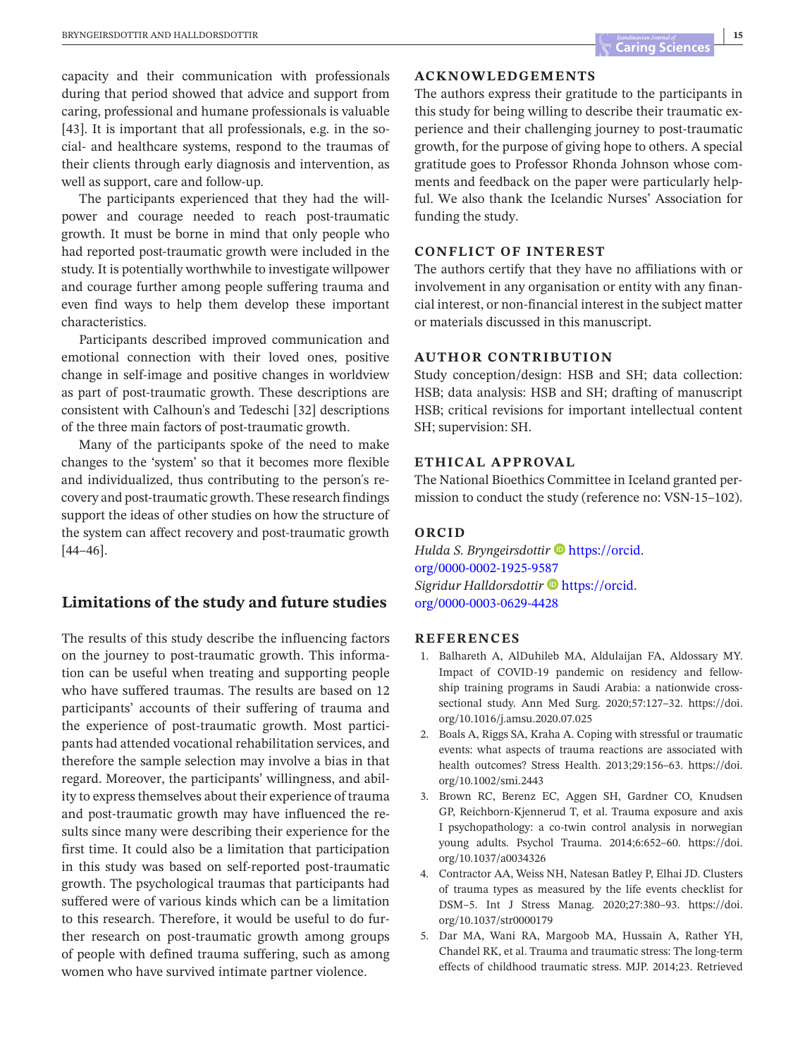capacity and their communication with professionals during that period showed that advice and support from caring, professional and humane professionals is valuable [43]. It is important that all professionals, e.g. in the social- and healthcare systems, respond to the traumas of their clients through early diagnosis and intervention, as well as support, care and follow-up.

The participants experienced that they had the willpower and courage needed to reach post-traumatic growth. It must be borne in mind that only people who had reported post-traumatic growth were included in the study. It is potentially worthwhile to investigate willpower and courage further among people suffering trauma and even find ways to help them develop these important characteristics.

Participants described improved communication and emotional connection with their loved ones, positive change in self-image and positive changes in worldview as part of post-traumatic growth. These descriptions are consistent with Calhoun's and Tedeschi [32] descriptions of the three main factors of post-traumatic growth.

Many of the participants spoke of the need to make changes to the 'system' so that it becomes more flexible and individualized, thus contributing to the person's recovery and post-traumatic growth. These research findings support the ideas of other studies on how the structure of the system can affect recovery and post-traumatic growth [44–46].

## Limitations of the study and future studies

The results of this study describe the influencing factors on the journey to post-traumatic growth. This information can be useful when treating and supporting people who have suffered traumas. The results are based on 12 participants' accounts of their suffering of trauma and the experience of post-traumatic growth. Most participants had attended vocational rehabilitation services, and therefore the sample selection may involve a bias in that regard. Moreover, the participants' willingness, and ability to express themselves about their experience of trauma and post-traumatic growth may have influenced the results since many were describing their experience for the first time. It could also be a limitation that participation in this study was based on self-reported post-traumatic growth. The psychological traumas that participants had suffered were of various kinds which can be a limitation to this research. Therefore, it would be useful to do further research on post-traumatic growth among groups of people with defined trauma suffering, such as among women who have survived intimate partner violence.

### ACKNOWLEDGEMENTS

The authors express their gratitude to the participants in this study for being willing to describe their traumatic experience and their challenging journey to post-traumatic growth, for the purpose of giving hope to others. A special gratitude goes to Professor Rhonda Johnson whose comments and feedback on the paper were particularly helpful. We also thank the Icelandic Nurses' Association for funding the study.

### CONFLICT OF INTEREST

The authors certify that they have no affiliations with or involvement in any organisation or entity with any financial interest, or non-financial interest in the subject matter or materials discussed in this manuscript.

### AUTHOR CONTRIBUTION

Study conception/design: HSB and SH; data collection: HSB; data analysis: HSB and SH; drafting of manuscript HSB; critical revisions for important intellectual content SH; supervision: SH.

### ETHICAL APPROVAL

The National Bioethics Committee in Iceland granted permission to conduct the study (reference no: VSN-15–102).

### ORCID

*Hulda S. Bryngeirsdottir* https://orcid.org/0000-0002-1925-9587
*Sigridur Halldorsdottir* https://orcid.org/0000-0003-0629-4428

### REFERENCES

1. Balhareth A, AlDuhileb MA, Aldulaijan FA, Aldossary MY. Impact of COVID-19 pandemic on residency and fellowship training programs in Saudi Arabia: a nationwide cross-sectional study. Ann Med Surg. 2020;57:127–32. https://doi.org/10.1016/j.amsu.2020.07.025
2. Boals A, Riggs SA, Kraha A. Coping with stressful or traumatic events: what aspects of trauma reactions are associated with health outcomes? Stress Health. 2013;29:156–63. https://doi.org/10.1002/smi.2443
3. Brown RC, Berenz EC, Aggen SH, Gardner CO, Knudsen GP, Reichborn-Kjennerud T, et al. Trauma exposure and axis I psychopathology: a co-twin control analysis in norwegian young adults. Psychol Trauma. 2014;6:652–60. https://doi.org/10.1037/a0034326
4. Contractor AA, Weiss NH, Natesan Batley P, Elhai JD. Clusters of trauma types as measured by the life events checklist for DSM–5. Int J Stress Manag. 2020;27:380–93. https://doi.org/10.1037/str0000179
5. Dar MA, Wani RA, Margoob MA, Hussain A, Rather YH, Chandel RK, et al. Trauma and traumatic stress: The long-term effects of childhood traumatic stress. MJP. 2014;23. Retrieved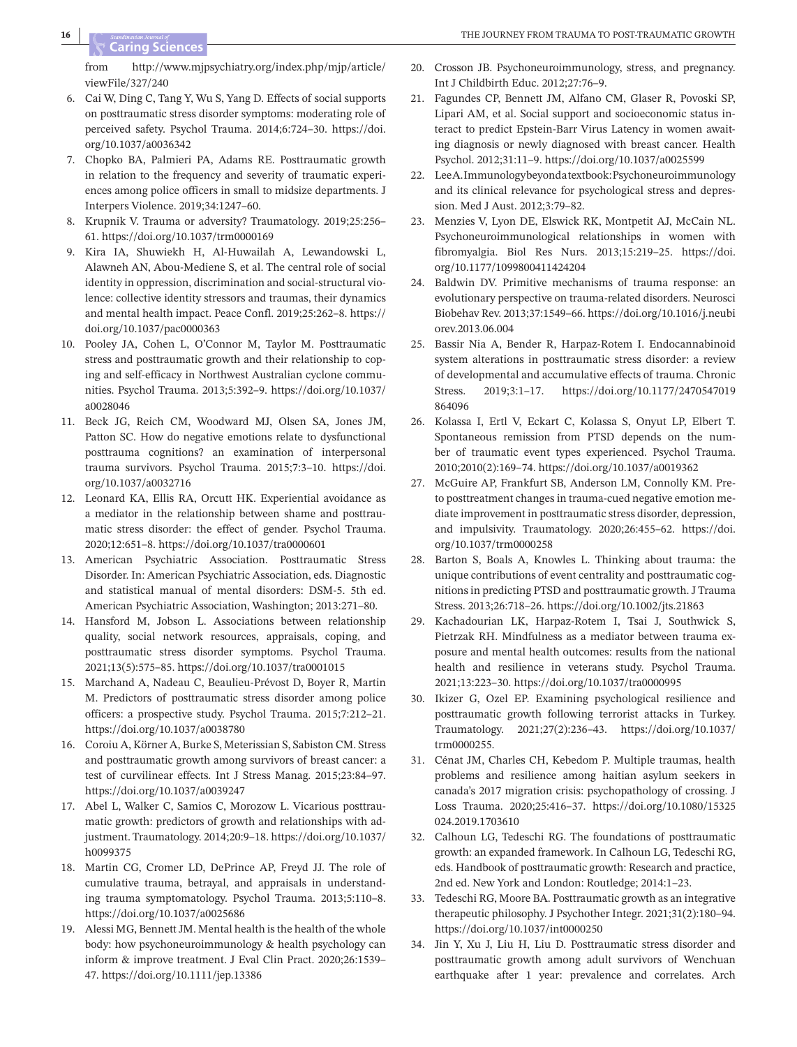from http://www.mjpsychiatry.org/index.php/mjp/article/viewFile/327/240

6. Cai W, Ding C, Tang Y, Wu S, Yang D. Effects of social supports on posttraumatic stress disorder symptoms: moderating role of perceived safety. Psychol Trauma. 2014;6:724–30. https://doi.org/10.1037/a0036342
7. Chopko BA, Palmieri PA, Adams RE. Posttraumatic growth in relation to the frequency and severity of traumatic experiences among police officers in small to midsize departments. J Interpers Violence. 2019;34:1247–60.
8. Krupnik V. Trauma or adversity? Traumatology. 2019;25:256–61. https://doi.org/10.1037/trm0000169
9. Kira IA, Shuwiekh H, Al-Huwailah A, Lewandowski L, Alawneh AN, Abou-Mediene S, et al. The central role of social identity in oppression, discrimination and social-structural violence: collective identity stressors and traumas, their dynamics and mental health impact. Peace Confl. 2019;25:262–8. https://doi.org/10.1037/pac0000363
10. Pooley JA, Cohen L, O'Connor M, Taylor M. Posttraumatic stress and posttraumatic growth and their relationship to coping and self-efficacy in Northwest Australian cyclone communities. Psychol Trauma. 2013;5:392–9. https://doi.org/10.1037/a0028046
11. Beck JG, Reich CM, Woodward MJ, Olsen SA, Jones JM, Patton SC. How do negative emotions relate to dysfunctional posttrauma cognitions? an examination of interpersonal trauma survivors. Psychol Trauma. 2015;7:3–10. https://doi.org/10.1037/a0032716
12. Leonard KA, Ellis RA, Orcutt HK. Experiential avoidance as a mediator in the relationship between shame and posttraumatic stress disorder: the effect of gender. Psychol Trauma. 2020;12:651–8. https://doi.org/10.1037/tra0000601
13. American Psychiatric Association. Posttraumatic Stress Disorder. In: American Psychiatric Association, eds. Diagnostic and statistical manual of mental disorders: DSM-5. 5th ed. American Psychiatric Association, Washington; 2013:271–80.
14. Hansford M, Jobson L. Associations between relationship quality, social network resources, appraisals, coping, and posttraumatic stress disorder symptoms. Psychol Trauma. 2021;13(5):575–85. https://doi.org/10.1037/tra0001015
15. Marchand A, Nadeau C, Beaulieu-Prévost D, Boyer R, Martin M. Predictors of posttraumatic stress disorder among police officers: a prospective study. Psychol Trauma. 2015;7:212–21. https://doi.org/10.1037/a0038780
16. Coroiu A, Körner A, Burke S, Meterissian S, Sabiston CM. Stress and posttraumatic growth among survivors of breast cancer: a test of curvilinear effects. Int J Stress Manag. 2015;23:84–97. https://doi.org/10.1037/a0039247
17. Abel L, Walker C, Samios C, Morozow L. Vicarious posttraumatic growth: predictors of growth and relationships with adjustment. Traumatology. 2014;20:9–18. https://doi.org/10.1037/h0099375
18. Martin CG, Cromer LD, DePrince AP, Freyd JJ. The role of cumulative trauma, betrayal, and appraisals in understanding trauma symptomatology. Psychol Trauma. 2013;5:110–8. https://doi.org/10.1037/a0025686
19. Alessi MG, Bennett JM. Mental health is the health of the whole body: how psychoneuroimmunology & health psychology can inform & improve treatment. J Eval Clin Pract. 2020;26:1539–47. https://doi.org/10.1111/jep.13386
20. Crosson JB. Psychoneuroimmunology, stress, and pregnancy. Int J Childbirth Educ. 2012;27:76–9.
21. Fagundes CP, Bennett JM, Alfano CM, Glaser R, Povoski SP, Lipari AM, et al. Social support and socioeconomic status interact to predict Epstein-Barr Virus Latency in women awaiting diagnosis or newly diagnosed with breast cancer. Health Psychol. 2012;31:11–9. https://doi.org/10.1037/a0025599
22. Lee A. Immunology beyond a textbook: Psychoneuroimmunology and its clinical relevance for psychological stress and depression. Med J Aust. 2012;3:79–82.
23. Menzies V, Lyon DE, Elswick RK, Montpetit AJ, McCain NL. Psychoneuroimmunological relationships in women with fibromyalgia. Biol Res Nurs. 2013;15:219–25. https://doi.org/10.1177/1099800411424204
24. Baldwin DV. Primitive mechanisms of trauma response: an evolutionary perspective on trauma-related disorders. Neurosci Biobehav Rev. 2013;37:1549–66. https://doi.org/10.1016/j.neubiorev.2013.06.004
25. Bassir Nia A, Bender R, Harpaz-Rotem I. Endocannabinoid system alterations in posttraumatic stress disorder: a review of developmental and accumulative effects of trauma. Chronic Stress. 2019;3:1–17. https://doi.org/10.1177/2470547019864096
26. Kolassa I, Ertl V, Eckart C, Kolassa S, Onyut LP, Elbert T. Spontaneous remission from PTSD depends on the number of traumatic event types experienced. Psychol Trauma. 2010;2010(2):169–74. https://doi.org/10.1037/a0019362
27. McGuire AP, Frankfurt SB, Anderson LM, Connolly KM. Pre-to posttreatment changes in trauma-cued negative emotion mediate improvement in posttraumatic stress disorder, depression, and impulsivity. Traumatology. 2020;26:455–62. https://doi.org/10.1037/trm0000258
28. Barton S, Boals A, Knowles L. Thinking about trauma: the unique contributions of event centrality and posttraumatic cognitions in predicting PTSD and posttraumatic growth. J Trauma Stress. 2013;26:718–26. https://doi.org/10.1002/jts.21863
29. Kachadourian LK, Harpaz-Rotem I, Tsai J, Southwick S, Pietrzak RH. Mindfulness as a mediator between trauma exposure and mental health outcomes: results from the national health and resilience in veterans study. Psychol Trauma. 2021;13:223–30. https://doi.org/10.1037/tra0000995
30. Ikizer G, Ozel EP. Examining psychological resilience and posttraumatic growth following terrorist attacks in Turkey. Traumatology. 2021;27(2):236–43. https://doi.org/10.1037/trm0000255.
31. Cénat JM, Charles CH, Kebedom P. Multiple traumas, health problems and resilience among haitian asylum seekers in canada's 2017 migration crisis: psychopathology of crossing. J Loss Trauma. 2020;25:416–37. https://doi.org/10.1080/15325024.2019.1703610
32. Calhoun LG, Tedeschi RG. The foundations of posttraumatic growth: an expanded framework. In Calhoun LG, Tedeschi RG, eds. Handbook of posttraumatic growth: Research and practice, 2nd ed. New York and London: Routledge; 2014:1–23.
33. Tedeschi RG, Moore BA. Posttraumatic growth as an integrative therapeutic philosophy. J Psychother Integr. 2021;31(2):180–94. https://doi.org/10.1037/int0000250
34. Jin Y, Xu J, Liu H, Liu D. Posttraumatic stress disorder and posttraumatic growth among adult survivors of Wenchuan earthquake after 1 year: prevalence and correlates. Arch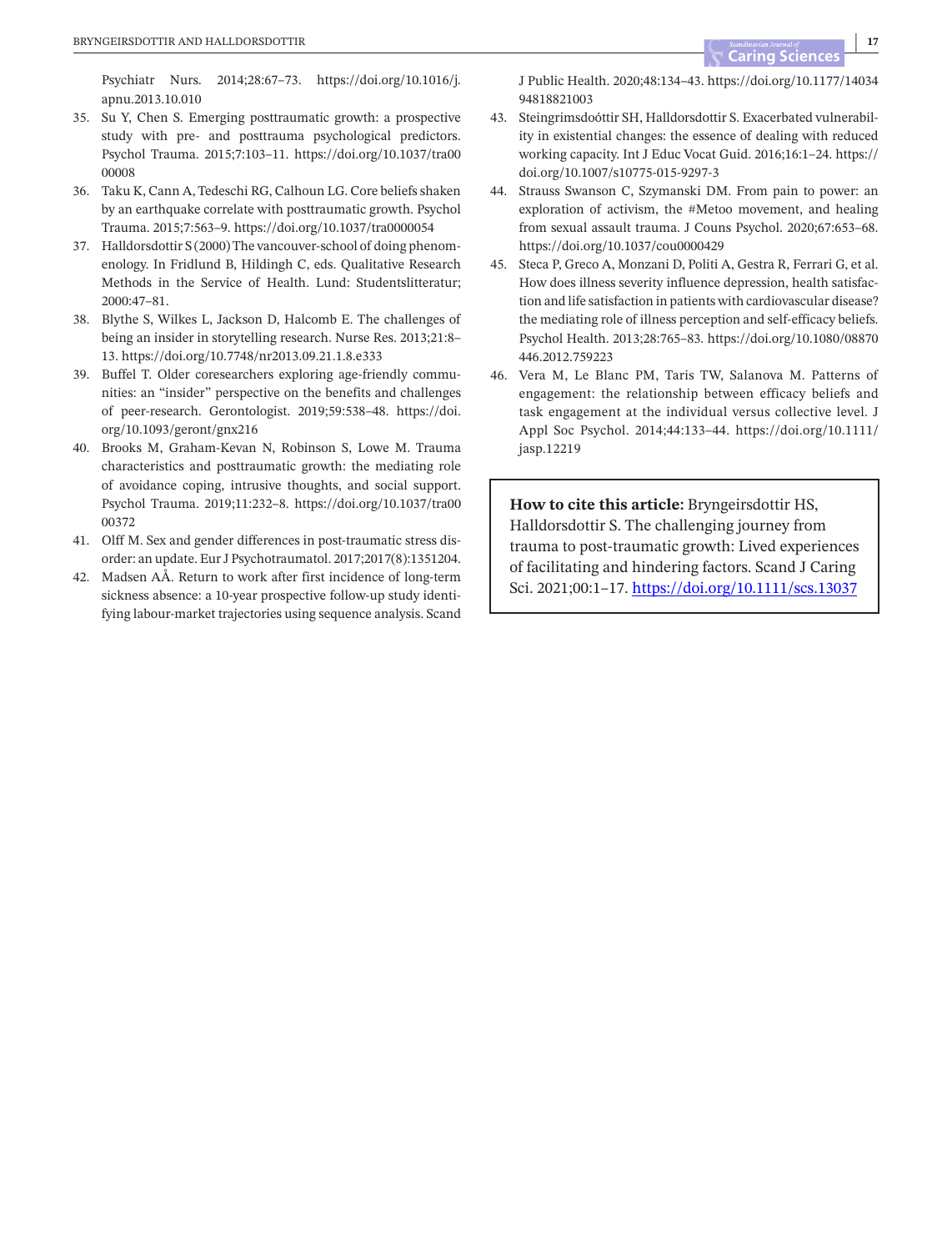Psychiatr Nurs. 2014;28:67–73. https://doi.org/10.1016/j.apnu.2013.10.010

35. Su Y, Chen S. Emerging posttraumatic growth: a prospective study with pre- and posttrauma psychological predictors. Psychol Trauma. 2015;7:103–11. https://doi.org/10.1037/tra0000008
36. Taku K, Cann A, Tedeschi RG, Calhoun LG. Core beliefs shaken by an earthquake correlate with posttraumatic growth. Psychol Trauma. 2015;7:563–9. https://doi.org/10.1037/tra0000054
37. Halldorsdottir S (2000) The vancouver-school of doing phenomenology. In Fridlund B, Hildingh C, eds. Qualitative Research Methods in the Service of Health. Lund: Studentslitteratur; 2000:47–81.
38. Blythe S, Wilkes L, Jackson D, Halcomb E. The challenges of being an insider in storytelling research. Nurse Res. 2013;21:8–13. https://doi.org/10.7748/nr2013.09.21.1.8.e333
39. Buffel T. Older coresearchers exploring age-friendly communities: an "insider" perspective on the benefits and challenges of peer-research. Gerontologist. 2019;59:538–48. https://doi.org/10.1093/geront/gnx216
40. Brooks M, Graham-Kevan N, Robinson S, Lowe M. Trauma characteristics and posttraumatic growth: the mediating role of avoidance coping, intrusive thoughts, and social support. Psychol Trauma. 2019;11:232–8. https://doi.org/10.1037/tra0000372
41. Olff M. Sex and gender differences in post-traumatic stress disorder: an update. Eur J Psychotraumatol. 2017;2017(8):1351204.
42. Madsen AÅ. Return to work after first incidence of long-term sickness absence: a 10-year prospective follow-up study identifying labour-market trajectories using sequence analysis. Scand J Public Health. 2020;48:134–43. https://doi.org/10.1177/1403494818821003
43. Steingrimsdoóttir SH, Halldorsdottir S. Exacerbated vulnerability in existential changes: the essence of dealing with reduced working capacity. Int J Educ Vocat Guid. 2016;16:1–24. https://doi.org/10.1007/s10775-015-9297-3
44. Strauss Swanson C, Szymanski DM. From pain to power: an exploration of activism, the #Metoo movement, and healing from sexual assault trauma. J Couns Psychol. 2020;67:653–68. https://doi.org/10.1037/cou0000429
45. Steca P, Greco A, Monzani D, Politi A, Gestra R, Ferrari G, et al. How does illness severity influence depression, health satisfaction and life satisfaction in patients with cardiovascular disease? the mediating role of illness perception and self-efficacy beliefs. Psychol Health. 2013;28:765–83. https://doi.org/10.1080/08870446.2012.759223
46. Vera M, Le Blanc PM, Taris TW, Salanova M. Patterns of engagement: the relationship between efficacy beliefs and task engagement at the individual versus collective level. J Appl Soc Psychol. 2014;44:133–44. https://doi.org/10.1111/jasp.12219

**How to cite this article:** Bryngeirsdottir HS, Halldorsdottir S. The challenging journey from trauma to post-traumatic growth: Lived experiences of facilitating and hindering factors. Scand J Caring Sci. 2021;00:1–17. https://doi.org/10.1111/scs.13037